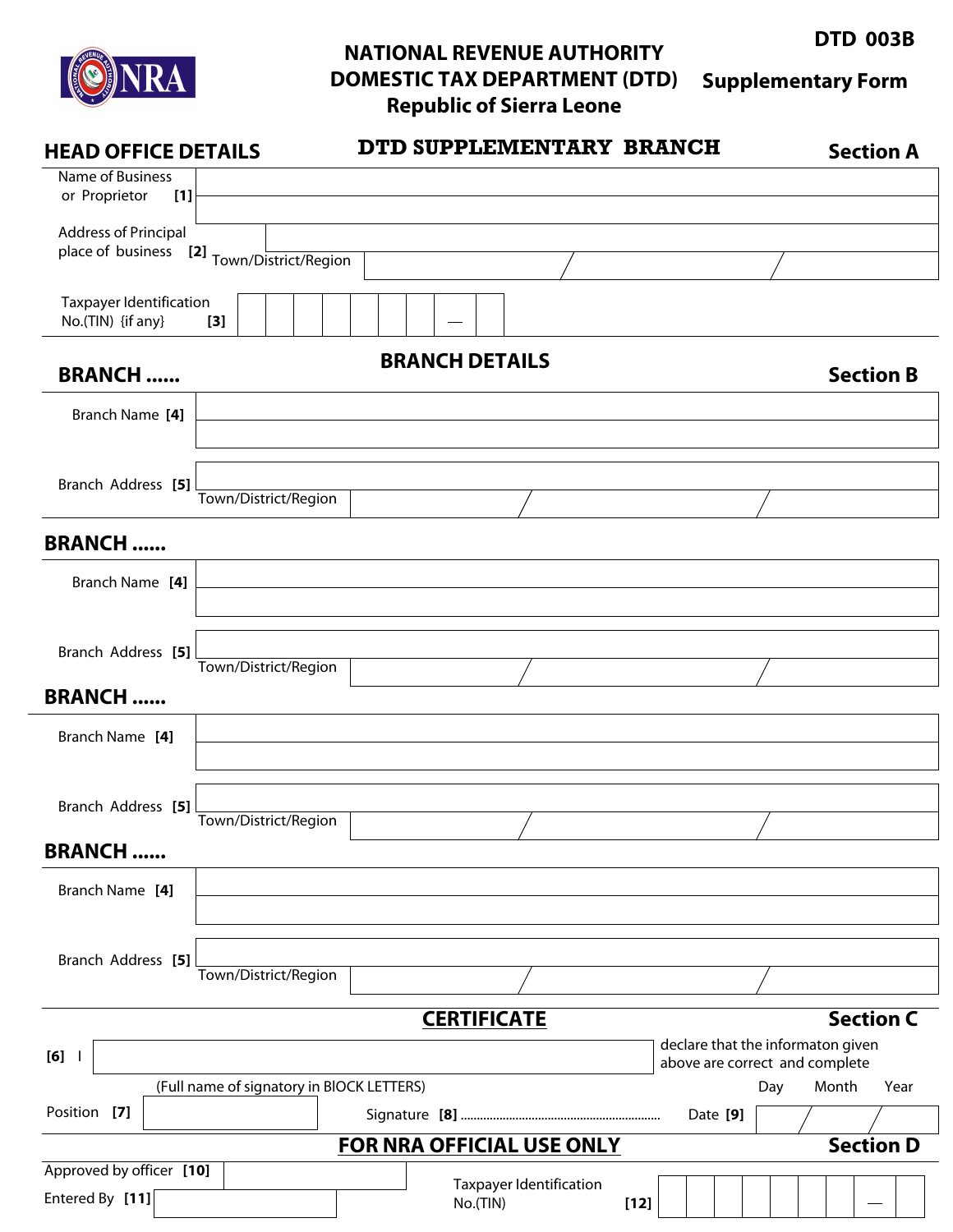NRA

# NATIONAL REVENUE AUTHORITY
## DOMESTIC TAX DEPARTMENT (DTD)
## Republic of Sierra Leone

**DTD 003B**

**Supplementary Form**

## HEAD OFFICE DETAILS — DTD SUPPLEMENTARY BRANCH — Section A

| | |
|---|---|
| Name of Business or Proprietor **[1]** | |
| Address of Principal place of business **[2]** | |
| Town/District/Region | / / |
| Taxpayer Identification No.(TIN) {if any} **[3]** | \_ \_ \_ \_ \_ \_ \_ — \_ |

## BRANCH DETAILS — Section B

### BRANCH ......

| | |
|---|---|
| Branch Name **[4]** | |
| Branch Address **[5]** | |
| Town/District/Region | / / |

### BRANCH ......

| | |
|---|---|
| Branch Name **[4]** | |
| Branch Address **[5]** | |
| Town/District/Region | / / |

### BRANCH ......

| | |
|---|---|
| Branch Name **[4]** | |
| Branch Address **[5]** | |
| Town/District/Region | / / |

### BRANCH ......

| | |
|---|---|
| Branch Name **[4]** | |
| Branch Address **[5]** | |
| Town/District/Region | / / |

## CERTIFICATE — Section C

**[6]** I \_\_\_\_\_\_\_\_\_\_\_\_\_\_\_\_\_\_\_\_ declare that the informaton given above are correct and complete

(Full name of signatory in BlOCK LETTERS)

Position **[7]** \_\_\_\_\_\_\_\_ Signature **[8]** ............................................................ Date **[9]** Day / Month / Year

## FOR NRA OFFICIAL USE ONLY — Section D

| | |
|---|---|
| Approved by officer **[10]** | |
| Entered By **[11]** | |
| Taxpayer Identification No.(TIN) **[12]** | \_ \_ \_ \_ \_ \_ \_ \_ \_ — \_ |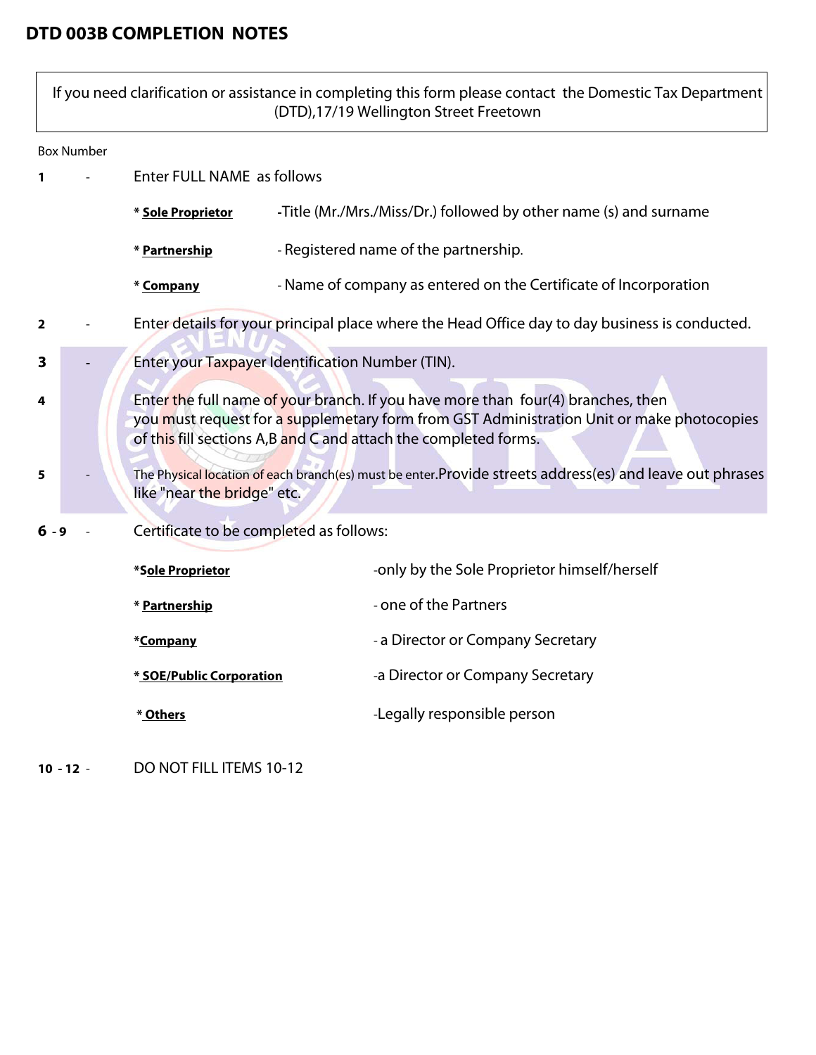# DTD 003B COMPLETION NOTES

If you need clarification or assistance in completing this form please contact the Domestic Tax Department (DTD),17/19 Wellington Street Freetown

Box Number

**1** - Enter FULL NAME as follows

- * **Sole Proprietor** -Title (Mr./Mrs./Miss/Dr.) followed by other name (s) and surname
- * **Partnership** - Registered name of the partnership.
- * **Company** - Name of company as entered on the Certificate of Incorporation

**2** - Enter details for your principal place where the Head Office day to day business is conducted.

**3** - Enter your Taxpayer Identification Number (TIN).

**4** Enter the full name of your branch. If you have more than four(4) branches, then you must request for a supplemetary form from GST Administration Unit or make photocopies of this fill sections A,B and C and attach the completed forms.

**5** - The Physical location of each branch(es) must be enter.Provide streets address(es) and leave out phrases like "near the bridge" etc.

**6 - 9** - Certificate to be completed as follows:

- ***Sole Proprietor** -only by the Sole Proprietor himself/herself
- * **Partnership** - one of the Partners
- ***Company** - a Director or Company Secretary
- * **SOE/Public Corporation** -a Director or Company Secretary
- * **Others** -Legally responsible person

**10 - 12** - DO NOT FILL ITEMS 10-12